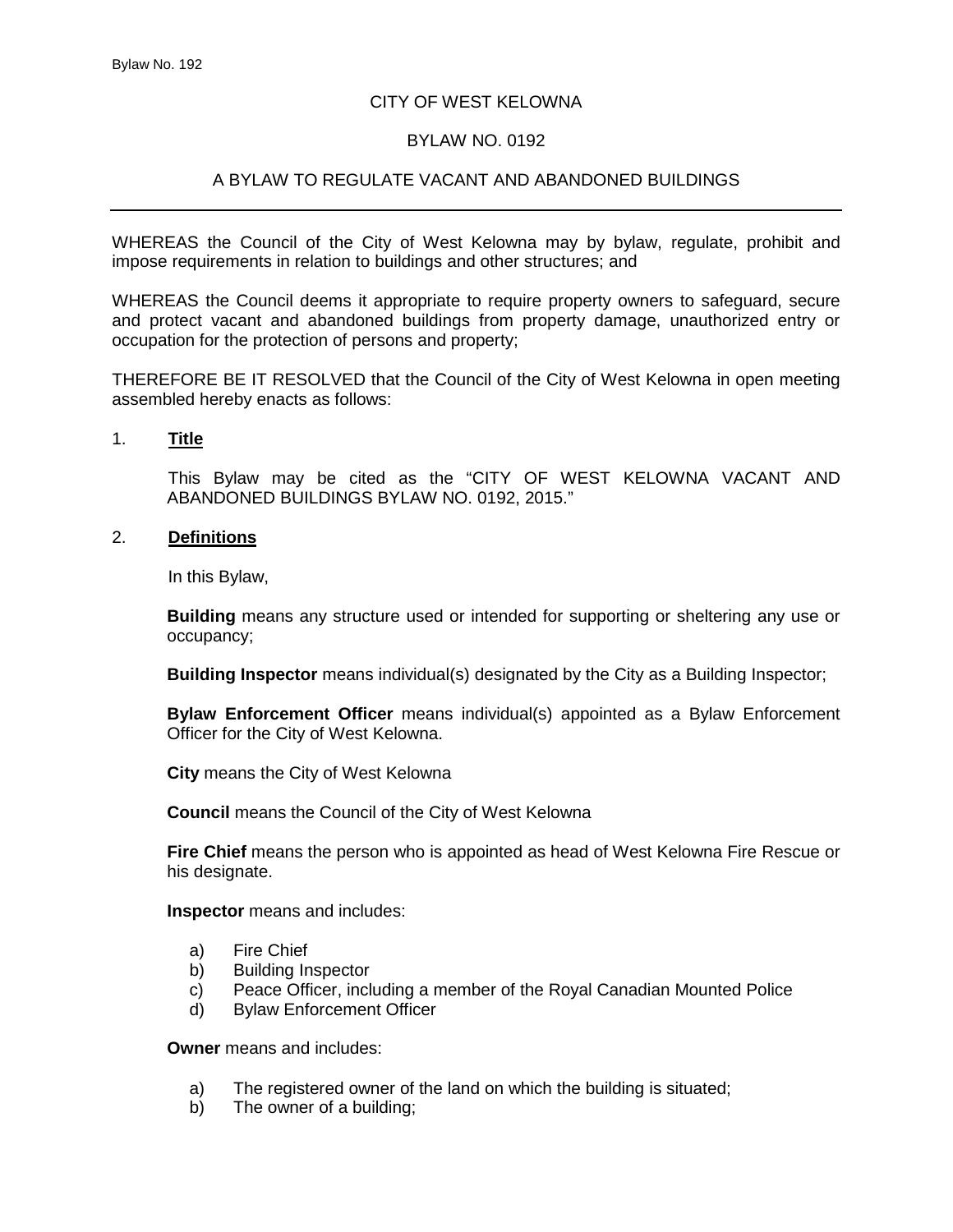CITY OF WEST KELOWNA

BYLAW NO. 0192

A BYLAW TO REGULATE VACANT AND ABANDONED BUILDINGS

---

WHEREAS the Council of the City of West Kelowna may by bylaw, regulate, prohibit and impose requirements in relation to buildings and other structures; and

WHEREAS the Council deems it appropriate to require property owners to safeguard, secure and protect vacant and abandoned buildings from property damage, unauthorized entry or occupation for the protection of persons and property;

THEREFORE BE IT RESOLVED that the Council of the City of West Kelowna in open meeting assembled hereby enacts as follows:

## 1. **Title**

This Bylaw may be cited as the "CITY OF WEST KELOWNA VACANT AND ABANDONED BUILDINGS BYLAW NO. 0192, 2015."

## 2. **Definitions**

In this Bylaw,

**Building** means any structure used or intended for supporting or sheltering any use or occupancy;

**Building Inspector** means individual(s) designated by the City as a Building Inspector;

**Bylaw Enforcement Officer** means individual(s) appointed as a Bylaw Enforcement Officer for the City of West Kelowna.

**City** means the City of West Kelowna

**Council** means the Council of the City of West Kelowna

**Fire Chief** means the person who is appointed as head of West Kelowna Fire Rescue or his designate.

**Inspector** means and includes:

a) Fire Chief
b) Building Inspector
c) Peace Officer, including a member of the Royal Canadian Mounted Police
d) Bylaw Enforcement Officer

**Owner** means and includes:

a) The registered owner of the land on which the building is situated;
b) The owner of a building;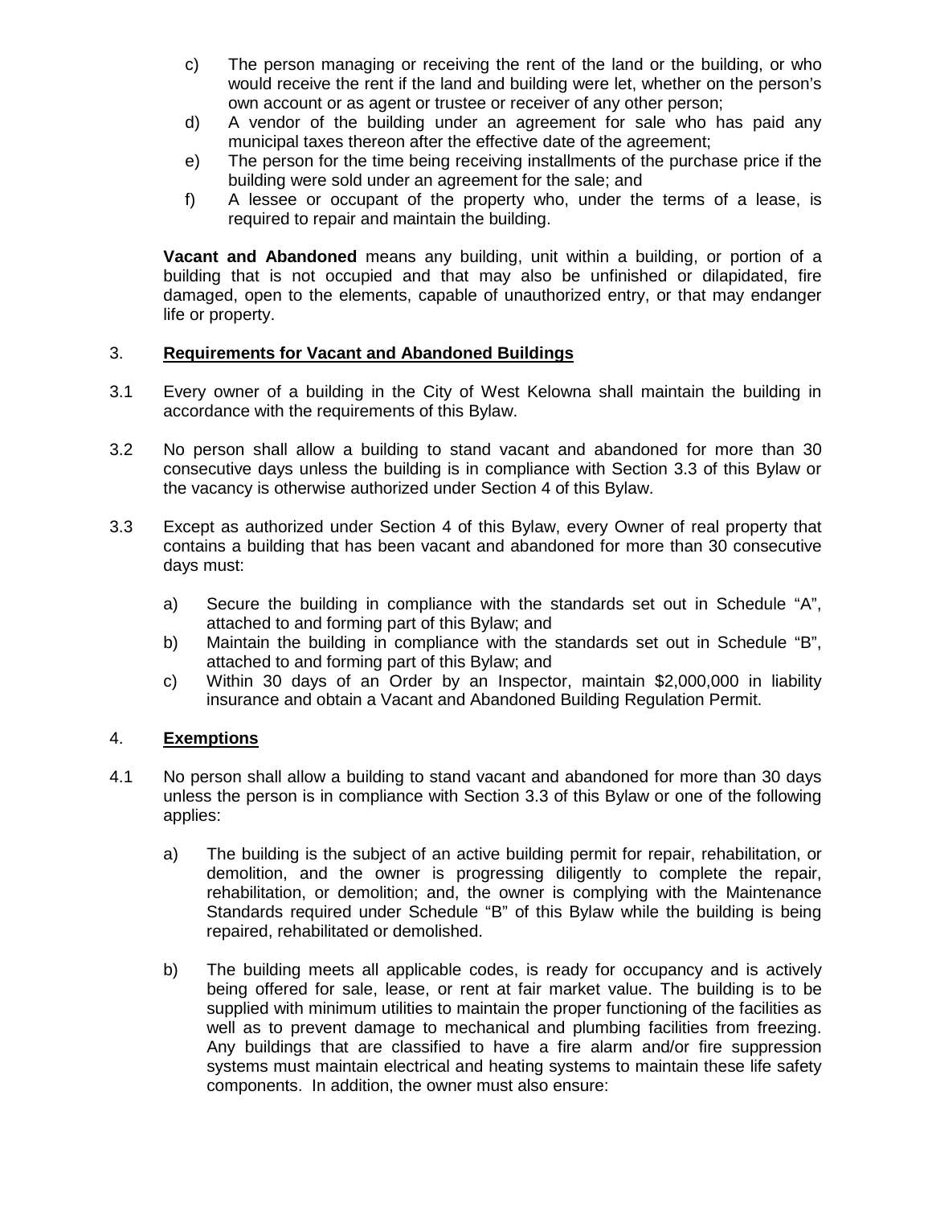c) The person managing or receiving the rent of the land or the building, or who would receive the rent if the land and building were let, whether on the person's own account or as agent or trustee or receiver of any other person;

d) A vendor of the building under an agreement for sale who has paid any municipal taxes thereon after the effective date of the agreement;

e) The person for the time being receiving installments of the purchase price if the building were sold under an agreement for the sale; and

f) A lessee or occupant of the property who, under the terms of a lease, is required to repair and maintain the building.

**Vacant and Abandoned** means any building, unit within a building, or portion of a building that is not occupied and that may also be unfinished or dilapidated, fire damaged, open to the elements, capable of unauthorized entry, or that may endanger life or property.

## 3. **Requirements for Vacant and Abandoned Buildings**

3.1 Every owner of a building in the City of West Kelowna shall maintain the building in accordance with the requirements of this Bylaw.

3.2 No person shall allow a building to stand vacant and abandoned for more than 30 consecutive days unless the building is in compliance with Section 3.3 of this Bylaw or the vacancy is otherwise authorized under Section 4 of this Bylaw.

3.3 Except as authorized under Section 4 of this Bylaw, every Owner of real property that contains a building that has been vacant and abandoned for more than 30 consecutive days must:

a) Secure the building in compliance with the standards set out in Schedule "A", attached to and forming part of this Bylaw; and

b) Maintain the building in compliance with the standards set out in Schedule "B", attached to and forming part of this Bylaw; and

c) Within 30 days of an Order by an Inspector, maintain $2,000,000 in liability insurance and obtain a Vacant and Abandoned Building Regulation Permit.

## 4. **Exemptions**

4.1 No person shall allow a building to stand vacant and abandoned for more than 30 days unless the person is in compliance with Section 3.3 of this Bylaw or one of the following applies:

a) The building is the subject of an active building permit for repair, rehabilitation, or demolition, and the owner is progressing diligently to complete the repair, rehabilitation, or demolition; and, the owner is complying with the Maintenance Standards required under Schedule "B" of this Bylaw while the building is being repaired, rehabilitated or demolished.

b) The building meets all applicable codes, is ready for occupancy and is actively being offered for sale, lease, or rent at fair market value. The building is to be supplied with minimum utilities to maintain the proper functioning of the facilities as well as to prevent damage to mechanical and plumbing facilities from freezing. Any buildings that are classified to have a fire alarm and/or fire suppression systems must maintain electrical and heating systems to maintain these life safety components. In addition, the owner must also ensure: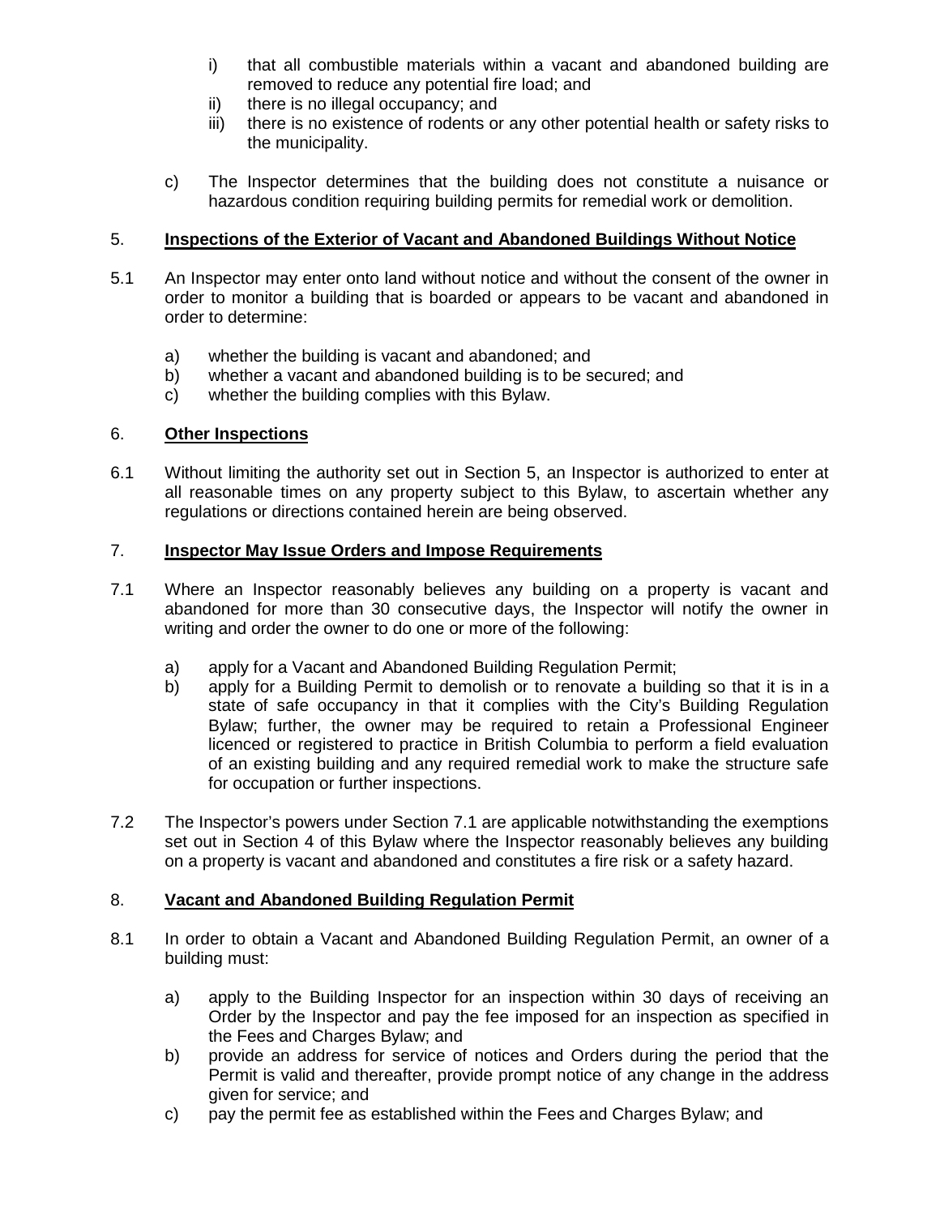i) that all combustible materials within a vacant and abandoned building are removed to reduce any potential fire load; and
ii) there is no illegal occupancy; and
iii) there is no existence of rodents or any other potential health or safety risks to the municipality.

c) The Inspector determines that the building does not constitute a nuisance or hazardous condition requiring building permits for remedial work or demolition.

## 5. **Inspections of the Exterior of Vacant and Abandoned Buildings Without Notice**

5.1 An Inspector may enter onto land without notice and without the consent of the owner in order to monitor a building that is boarded or appears to be vacant and abandoned in order to determine:

a) whether the building is vacant and abandoned; and
b) whether a vacant and abandoned building is to be secured; and
c) whether the building complies with this Bylaw.

## 6. **Other Inspections**

6.1 Without limiting the authority set out in Section 5, an Inspector is authorized to enter at all reasonable times on any property subject to this Bylaw, to ascertain whether any regulations or directions contained herein are being observed.

## 7. **Inspector May Issue Orders and Impose Requirements**

7.1 Where an Inspector reasonably believes any building on a property is vacant and abandoned for more than 30 consecutive days, the Inspector will notify the owner in writing and order the owner to do one or more of the following:

a) apply for a Vacant and Abandoned Building Regulation Permit;
b) apply for a Building Permit to demolish or to renovate a building so that it is in a state of safe occupancy in that it complies with the City's Building Regulation Bylaw; further, the owner may be required to retain a Professional Engineer licenced or registered to practice in British Columbia to perform a field evaluation of an existing building and any required remedial work to make the structure safe for occupation or further inspections.

7.2 The Inspector's powers under Section 7.1 are applicable notwithstanding the exemptions set out in Section 4 of this Bylaw where the Inspector reasonably believes any building on a property is vacant and abandoned and constitutes a fire risk or a safety hazard.

## 8. **Vacant and Abandoned Building Regulation Permit**

8.1 In order to obtain a Vacant and Abandoned Building Regulation Permit, an owner of a building must:

a) apply to the Building Inspector for an inspection within 30 days of receiving an Order by the Inspector and pay the fee imposed for an inspection as specified in the Fees and Charges Bylaw; and
b) provide an address for service of notices and Orders during the period that the Permit is valid and thereafter, provide prompt notice of any change in the address given for service; and
c) pay the permit fee as established within the Fees and Charges Bylaw; and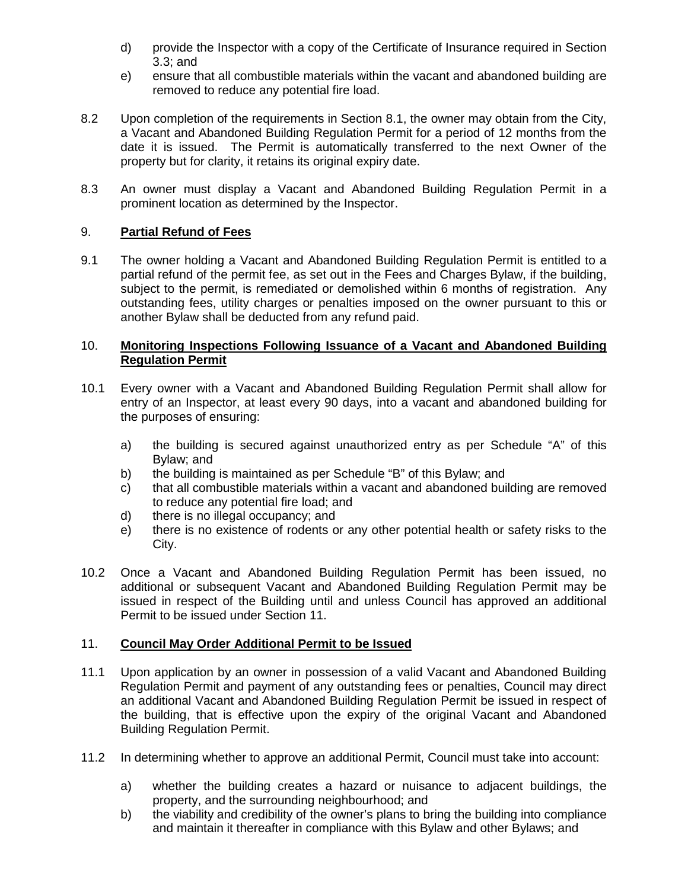d) provide the Inspector with a copy of the Certificate of Insurance required in Section 3.3; and

e) ensure that all combustible materials within the vacant and abandoned building are removed to reduce any potential fire load.

8.2 Upon completion of the requirements in Section 8.1, the owner may obtain from the City, a Vacant and Abandoned Building Regulation Permit for a period of 12 months from the date it is issued. The Permit is automatically transferred to the next Owner of the property but for clarity, it retains its original expiry date.

8.3 An owner must display a Vacant and Abandoned Building Regulation Permit in a prominent location as determined by the Inspector.

## 9. **Partial Refund of Fees**

9.1 The owner holding a Vacant and Abandoned Building Regulation Permit is entitled to a partial refund of the permit fee, as set out in the Fees and Charges Bylaw, if the building, subject to the permit, is remediated or demolished within 6 months of registration. Any outstanding fees, utility charges or penalties imposed on the owner pursuant to this or another Bylaw shall be deducted from any refund paid.

## 10. **Monitoring Inspections Following Issuance of a Vacant and Abandoned Building Regulation Permit**

10.1 Every owner with a Vacant and Abandoned Building Regulation Permit shall allow for entry of an Inspector, at least every 90 days, into a vacant and abandoned building for the purposes of ensuring:

a) the building is secured against unauthorized entry as per Schedule "A" of this Bylaw; and

b) the building is maintained as per Schedule "B" of this Bylaw; and

c) that all combustible materials within a vacant and abandoned building are removed to reduce any potential fire load; and

d) there is no illegal occupancy; and

e) there is no existence of rodents or any other potential health or safety risks to the City.

10.2 Once a Vacant and Abandoned Building Regulation Permit has been issued, no additional or subsequent Vacant and Abandoned Building Regulation Permit may be issued in respect of the Building until and unless Council has approved an additional Permit to be issued under Section 11.

## 11. **Council May Order Additional Permit to be Issued**

11.1 Upon application by an owner in possession of a valid Vacant and Abandoned Building Regulation Permit and payment of any outstanding fees or penalties, Council may direct an additional Vacant and Abandoned Building Regulation Permit be issued in respect of the building, that is effective upon the expiry of the original Vacant and Abandoned Building Regulation Permit.

11.2 In determining whether to approve an additional Permit, Council must take into account:

a) whether the building creates a hazard or nuisance to adjacent buildings, the property, and the surrounding neighbourhood; and

b) the viability and credibility of the owner's plans to bring the building into compliance and maintain it thereafter in compliance with this Bylaw and other Bylaws; and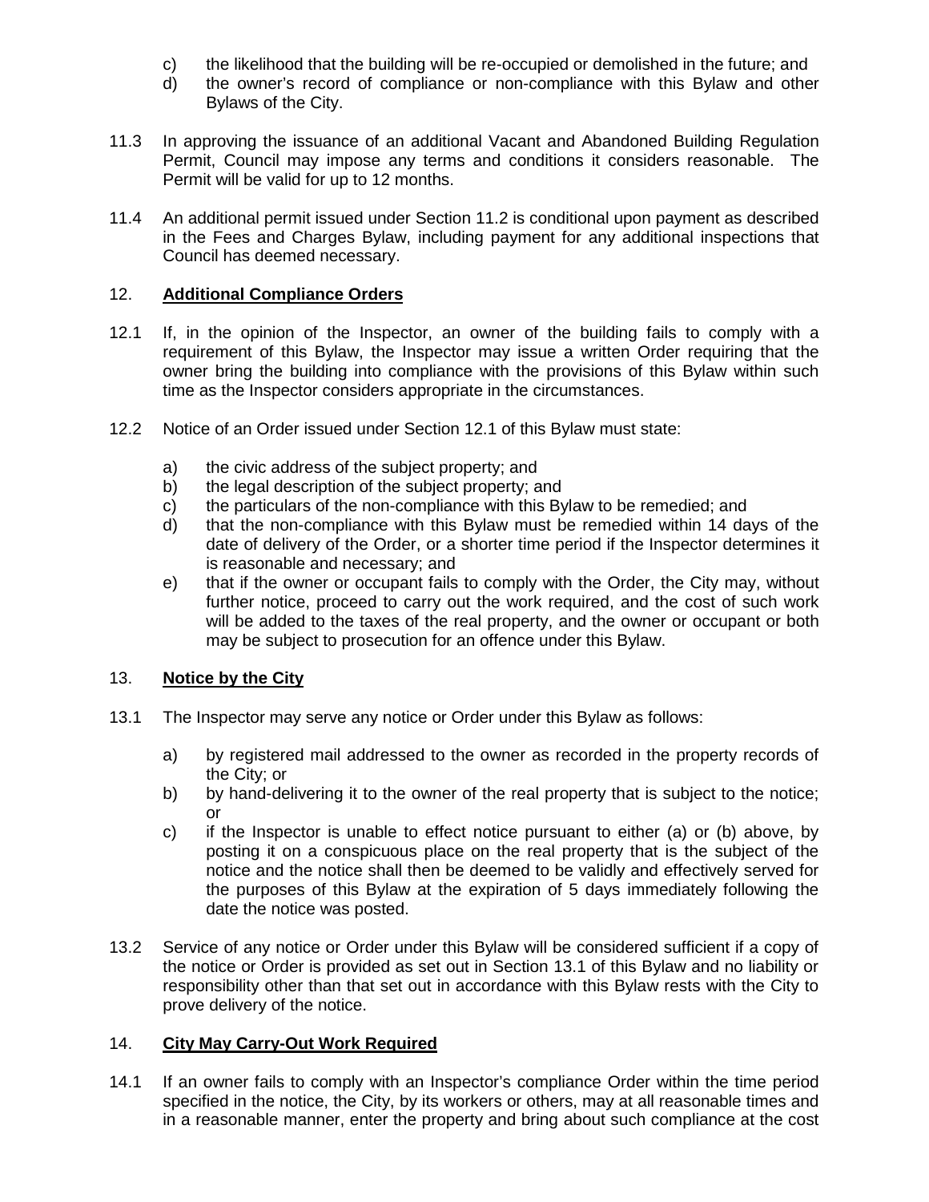c) the likelihood that the building will be re-occupied or demolished in the future; and
d) the owner's record of compliance or non-compliance with this Bylaw and other Bylaws of the City.

11.3 In approving the issuance of an additional Vacant and Abandoned Building Regulation Permit, Council may impose any terms and conditions it considers reasonable. The Permit will be valid for up to 12 months.

11.4 An additional permit issued under Section 11.2 is conditional upon payment as described in the Fees and Charges Bylaw, including payment for any additional inspections that Council has deemed necessary.

## 12. **Additional Compliance Orders**

12.1 If, in the opinion of the Inspector, an owner of the building fails to comply with a requirement of this Bylaw, the Inspector may issue a written Order requiring that the owner bring the building into compliance with the provisions of this Bylaw within such time as the Inspector considers appropriate in the circumstances.

12.2 Notice of an Order issued under Section 12.1 of this Bylaw must state:

a) the civic address of the subject property; and
b) the legal description of the subject property; and
c) the particulars of the non-compliance with this Bylaw to be remedied; and
d) that the non-compliance with this Bylaw must be remedied within 14 days of the date of delivery of the Order, or a shorter time period if the Inspector determines it is reasonable and necessary; and
e) that if the owner or occupant fails to comply with the Order, the City may, without further notice, proceed to carry out the work required, and the cost of such work will be added to the taxes of the real property, and the owner or occupant or both may be subject to prosecution for an offence under this Bylaw.

## 13. **Notice by the City**

13.1 The Inspector may serve any notice or Order under this Bylaw as follows:

a) by registered mail addressed to the owner as recorded in the property records of the City; or
b) by hand-delivering it to the owner of the real property that is subject to the notice; or
c) if the Inspector is unable to effect notice pursuant to either (a) or (b) above, by posting it on a conspicuous place on the real property that is the subject of the notice and the notice shall then be deemed to be validly and effectively served for the purposes of this Bylaw at the expiration of 5 days immediately following the date the notice was posted.

13.2 Service of any notice or Order under this Bylaw will be considered sufficient if a copy of the notice or Order is provided as set out in Section 13.1 of this Bylaw and no liability or responsibility other than that set out in accordance with this Bylaw rests with the City to prove delivery of the notice.

## 14. **City May Carry-Out Work Required**

14.1 If an owner fails to comply with an Inspector's compliance Order within the time period specified in the notice, the City, by its workers or others, may at all reasonable times and in a reasonable manner, enter the property and bring about such compliance at the cost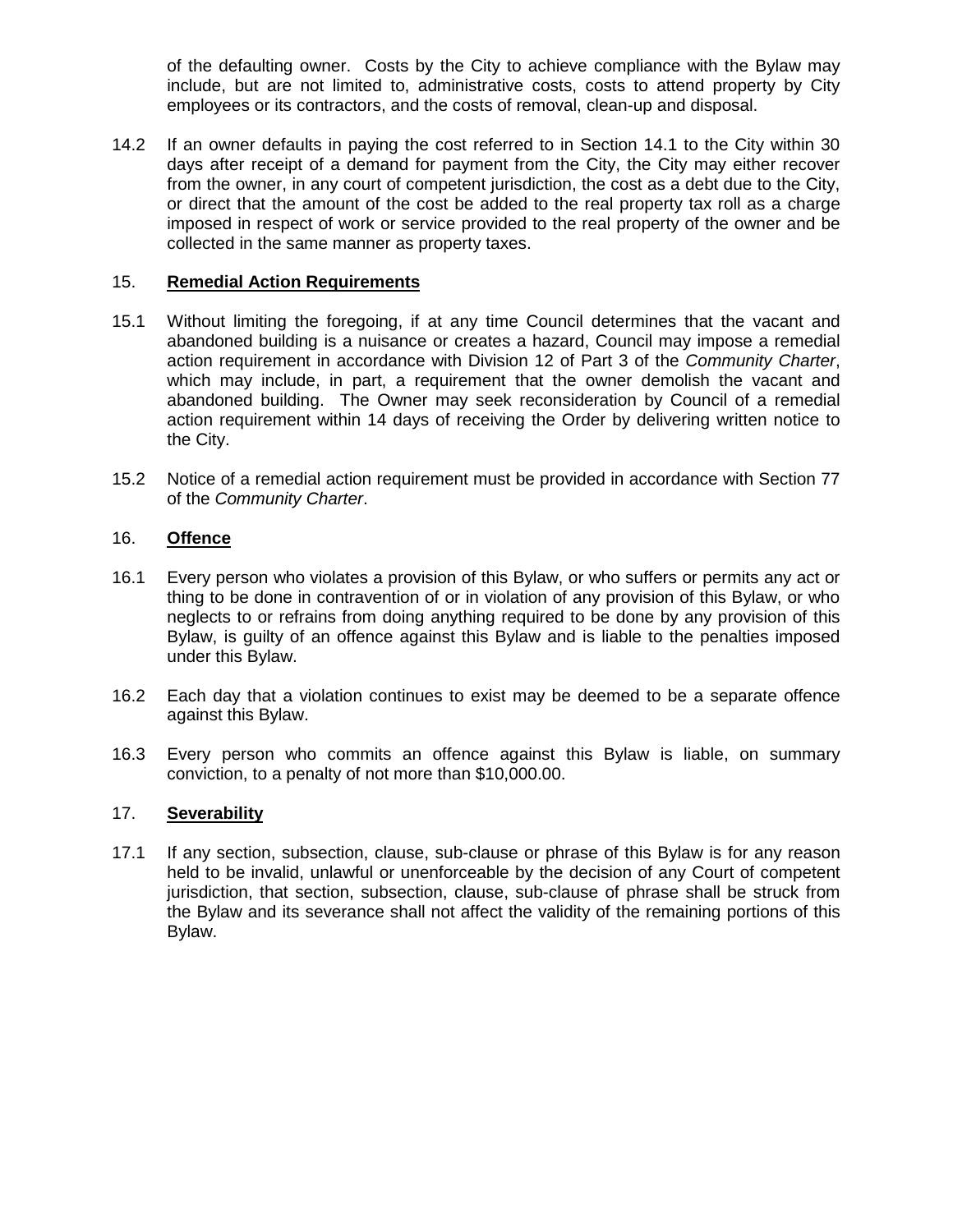of the defaulting owner. Costs by the City to achieve compliance with the Bylaw may include, but are not limited to, administrative costs, costs to attend property by City employees or its contractors, and the costs of removal, clean-up and disposal.

14.2 If an owner defaults in paying the cost referred to in Section 14.1 to the City within 30 days after receipt of a demand for payment from the City, the City may either recover from the owner, in any court of competent jurisdiction, the cost as a debt due to the City, or direct that the amount of the cost be added to the real property tax roll as a charge imposed in respect of work or service provided to the real property of the owner and be collected in the same manner as property taxes.

## 15. **Remedial Action Requirements**

15.1 Without limiting the foregoing, if at any time Council determines that the vacant and abandoned building is a nuisance or creates a hazard, Council may impose a remedial action requirement in accordance with Division 12 of Part 3 of the *Community Charter*, which may include, in part, a requirement that the owner demolish the vacant and abandoned building. The Owner may seek reconsideration by Council of a remedial action requirement within 14 days of receiving the Order by delivering written notice to the City.

15.2 Notice of a remedial action requirement must be provided in accordance with Section 77 of the *Community Charter*.

## 16. **Offence**

16.1 Every person who violates a provision of this Bylaw, or who suffers or permits any act or thing to be done in contravention of or in violation of any provision of this Bylaw, or who neglects to or refrains from doing anything required to be done by any provision of this Bylaw, is guilty of an offence against this Bylaw and is liable to the penalties imposed under this Bylaw.

16.2 Each day that a violation continues to exist may be deemed to be a separate offence against this Bylaw.

16.3 Every person who commits an offence against this Bylaw is liable, on summary conviction, to a penalty of not more than $10,000.00.

## 17. **Severability**

17.1 If any section, subsection, clause, sub-clause or phrase of this Bylaw is for any reason held to be invalid, unlawful or unenforceable by the decision of any Court of competent jurisdiction, that section, subsection, clause, sub-clause of phrase shall be struck from the Bylaw and its severance shall not affect the validity of the remaining portions of this Bylaw.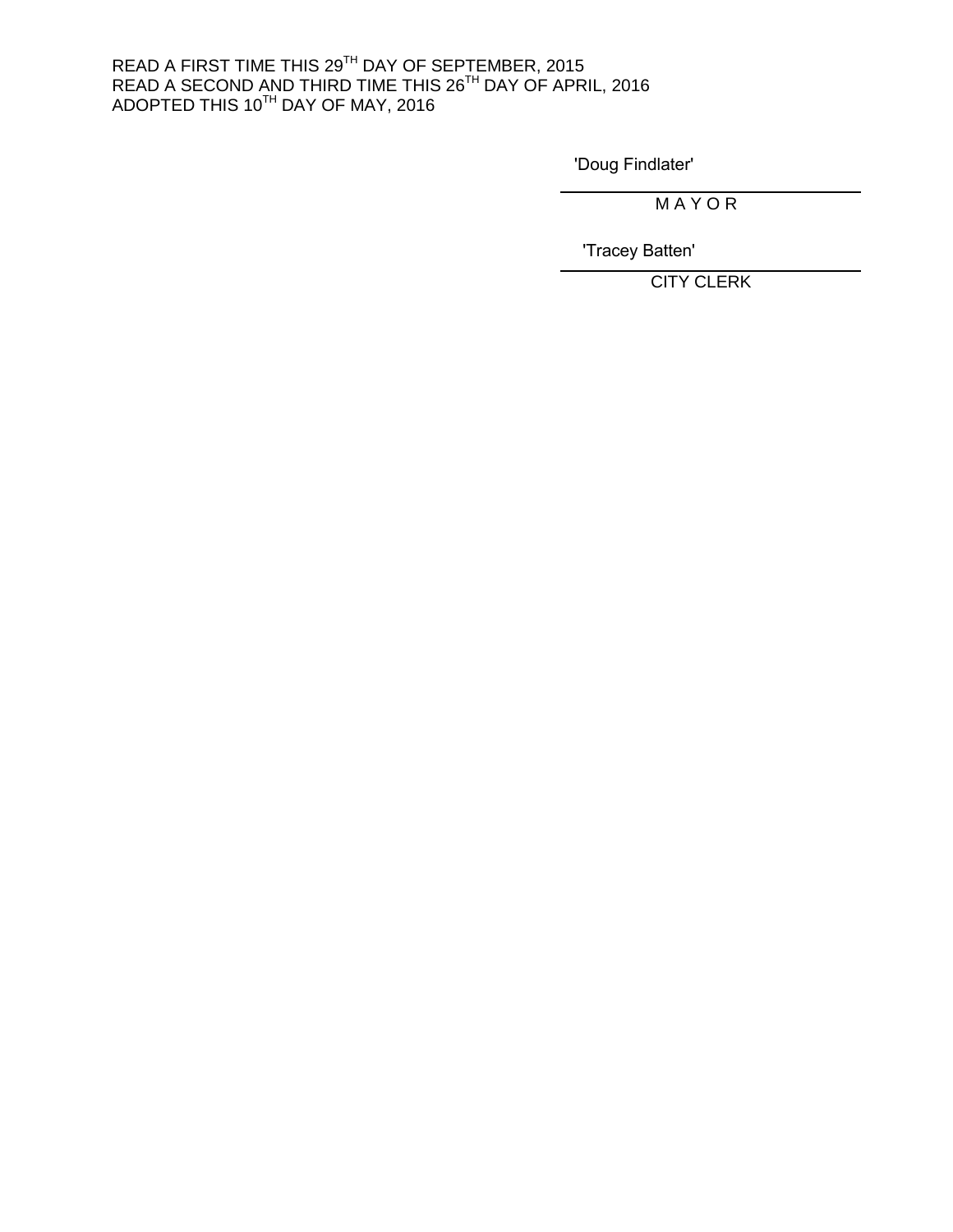READ A FIRST TIME THIS 29TH DAY OF SEPTEMBER, 2015
READ A SECOND AND THIRD TIME THIS 26TH DAY OF APRIL, 2016
ADOPTED THIS 10TH DAY OF MAY, 2016

'Doug Findlater'

M A Y O R

'Tracey Batten'

CITY CLERK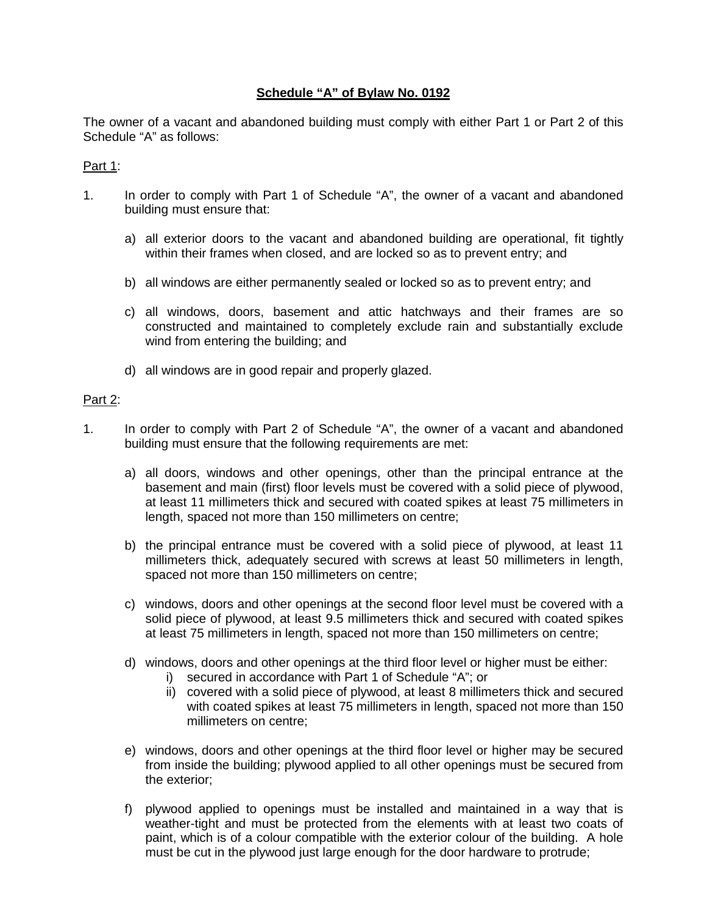**Schedule "A" of Bylaw No. 0192**

The owner of a vacant and abandoned building must comply with either Part 1 or Part 2 of this Schedule "A" as follows:

Part 1:

1. In order to comply with Part 1 of Schedule "A", the owner of a vacant and abandoned building must ensure that:

   a) all exterior doors to the vacant and abandoned building are operational, fit tightly within their frames when closed, and are locked so as to prevent entry; and

   b) all windows are either permanently sealed or locked so as to prevent entry; and

   c) all windows, doors, basement and attic hatchways and their frames are so constructed and maintained to completely exclude rain and substantially exclude wind from entering the building; and

   d) all windows are in good repair and properly glazed.

Part 2:

1. In order to comply with Part 2 of Schedule "A", the owner of a vacant and abandoned building must ensure that the following requirements are met:

   a) all doors, windows and other openings, other than the principal entrance at the basement and main (first) floor levels must be covered with a solid piece of plywood, at least 11 millimeters thick and secured with coated spikes at least 75 millimeters in length, spaced not more than 150 millimeters on centre;

   b) the principal entrance must be covered with a solid piece of plywood, at least 11 millimeters thick, adequately secured with screws at least 50 millimeters in length, spaced not more than 150 millimeters on centre;

   c) windows, doors and other openings at the second floor level must be covered with a solid piece of plywood, at least 9.5 millimeters thick and secured with coated spikes at least 75 millimeters in length, spaced not more than 150 millimeters on centre;

   d) windows, doors and other openings at the third floor level or higher must be either:
      i) secured in accordance with Part 1 of Schedule "A"; or
      ii) covered with a solid piece of plywood, at least 8 millimeters thick and secured with coated spikes at least 75 millimeters in length, spaced not more than 150 millimeters on centre;

   e) windows, doors and other openings at the third floor level or higher may be secured from inside the building; plywood applied to all other openings must be secured from the exterior;

   f) plywood applied to openings must be installed and maintained in a way that is weather-tight and must be protected from the elements with at least two coats of paint, which is of a colour compatible with the exterior colour of the building. A hole must be cut in the plywood just large enough for the door hardware to protrude;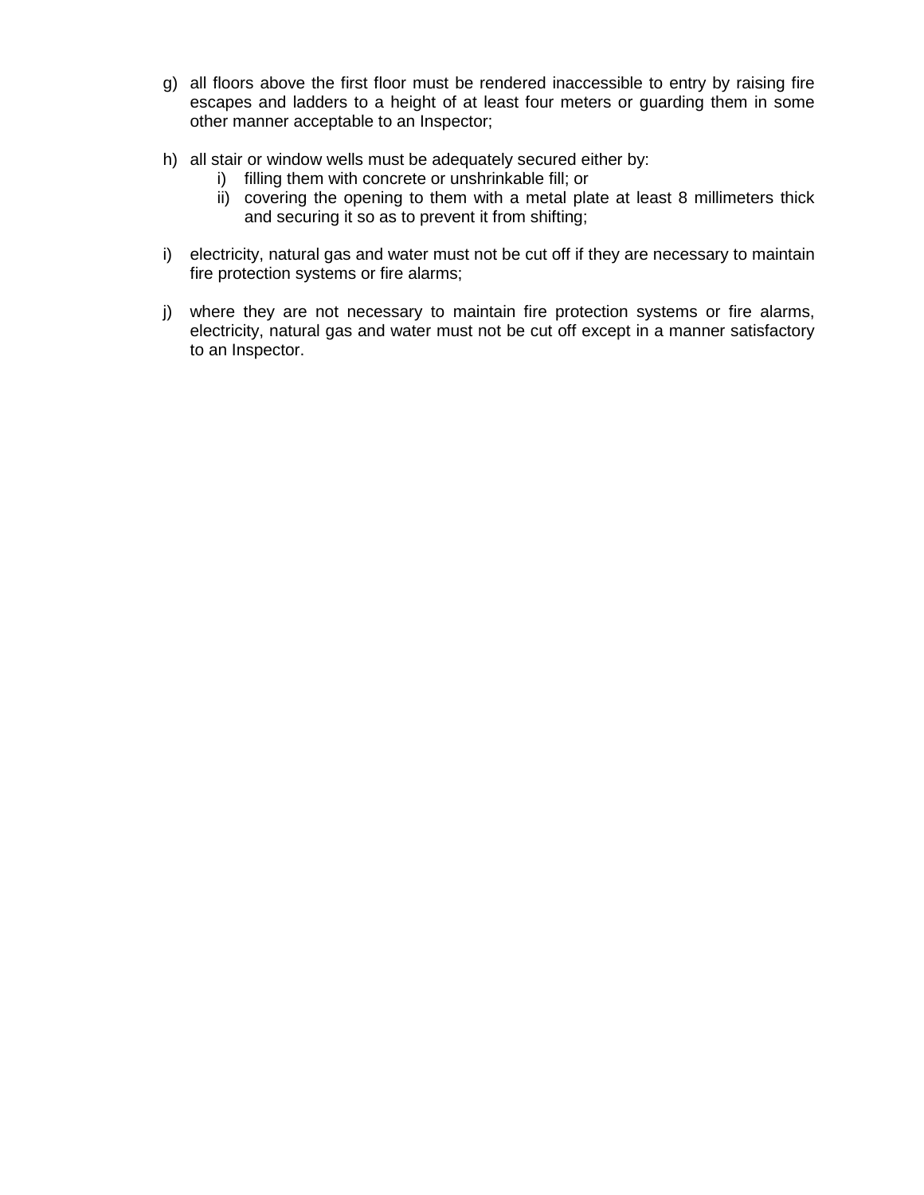g) all floors above the first floor must be rendered inaccessible to entry by raising fire escapes and ladders to a height of at least four meters or guarding them in some other manner acceptable to an Inspector;

h) all stair or window wells must be adequately secured either by:
    i) filling them with concrete or unshrinkable fill; or
    ii) covering the opening to them with a metal plate at least 8 millimeters thick and securing it so as to prevent it from shifting;

i) electricity, natural gas and water must not be cut off if they are necessary to maintain fire protection systems or fire alarms;

j) where they are not necessary to maintain fire protection systems or fire alarms, electricity, natural gas and water must not be cut off except in a manner satisfactory to an Inspector.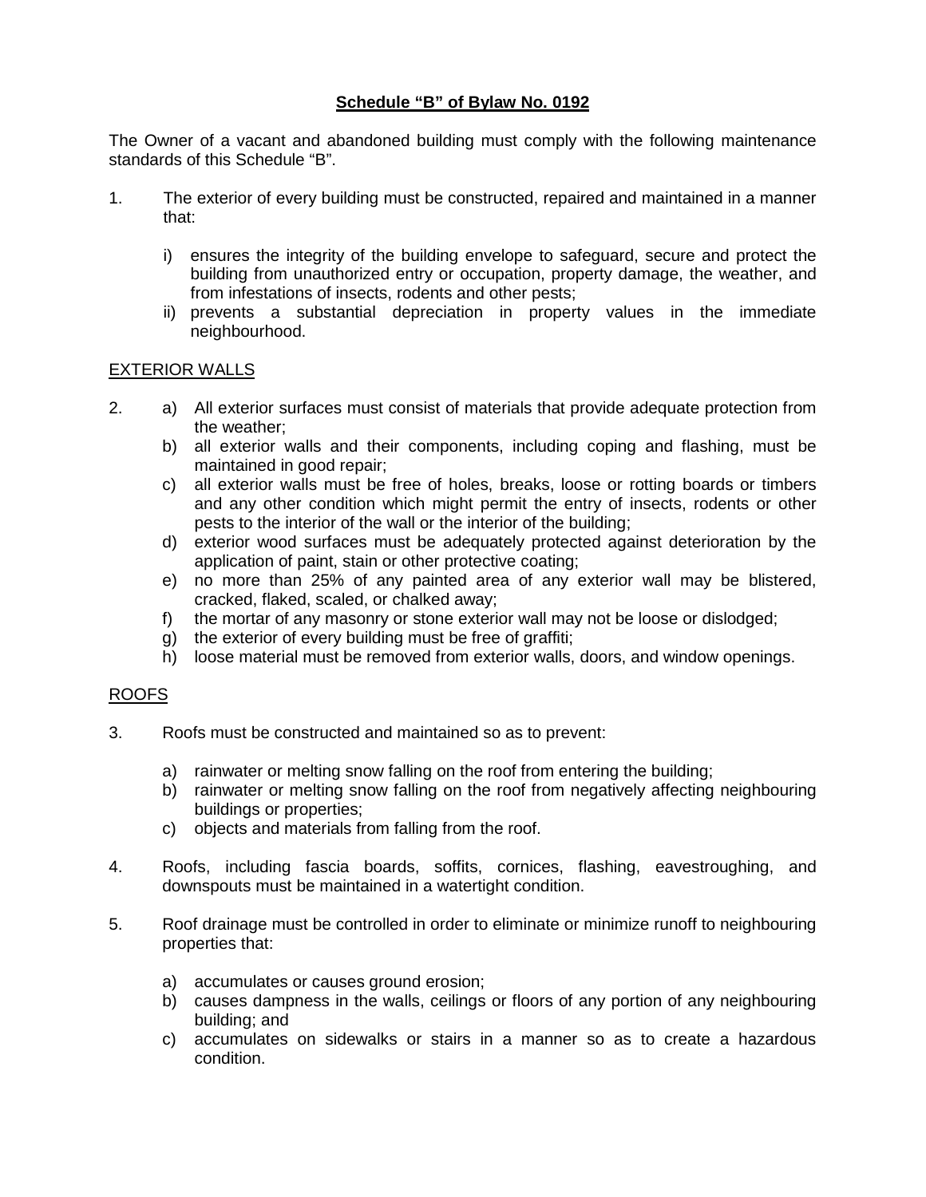**<u>Schedule "B" of Bylaw No. 0192</u>**

The Owner of a vacant and abandoned building must comply with the following maintenance standards of this Schedule "B".

1. The exterior of every building must be constructed, repaired and maintained in a manner that:

   i) ensures the integrity of the building envelope to safeguard, secure and protect the building from unauthorized entry or occupation, property damage, the weather, and from infestations of insects, rodents and other pests;
   ii) prevents a substantial depreciation in property values in the immediate neighbourhood.

<u>EXTERIOR WALLS</u>

2. a) All exterior surfaces must consist of materials that provide adequate protection from the weather;
   b) all exterior walls and their components, including coping and flashing, must be maintained in good repair;
   c) all exterior walls must be free of holes, breaks, loose or rotting boards or timbers and any other condition which might permit the entry of insects, rodents or other pests to the interior of the wall or the interior of the building;
   d) exterior wood surfaces must be adequately protected against deterioration by the application of paint, stain or other protective coating;
   e) no more than 25% of any painted area of any exterior wall may be blistered, cracked, flaked, scaled, or chalked away;
   f) the mortar of any masonry or stone exterior wall may not be loose or dislodged;
   g) the exterior of every building must be free of graffiti;
   h) loose material must be removed from exterior walls, doors, and window openings.

<u>ROOFS</u>

3. Roofs must be constructed and maintained so as to prevent:

   a) rainwater or melting snow falling on the roof from entering the building;
   b) rainwater or melting snow falling on the roof from negatively affecting neighbouring buildings or properties;
   c) objects and materials from falling from the roof.

4. Roofs, including fascia boards, soffits, cornices, flashing, eavestroughing, and downspouts must be maintained in a watertight condition.

5. Roof drainage must be controlled in order to eliminate or minimize runoff to neighbouring properties that:

   a) accumulates or causes ground erosion;
   b) causes dampness in the walls, ceilings or floors of any portion of any neighbouring building; and
   c) accumulates on sidewalks or stairs in a manner so as to create a hazardous condition.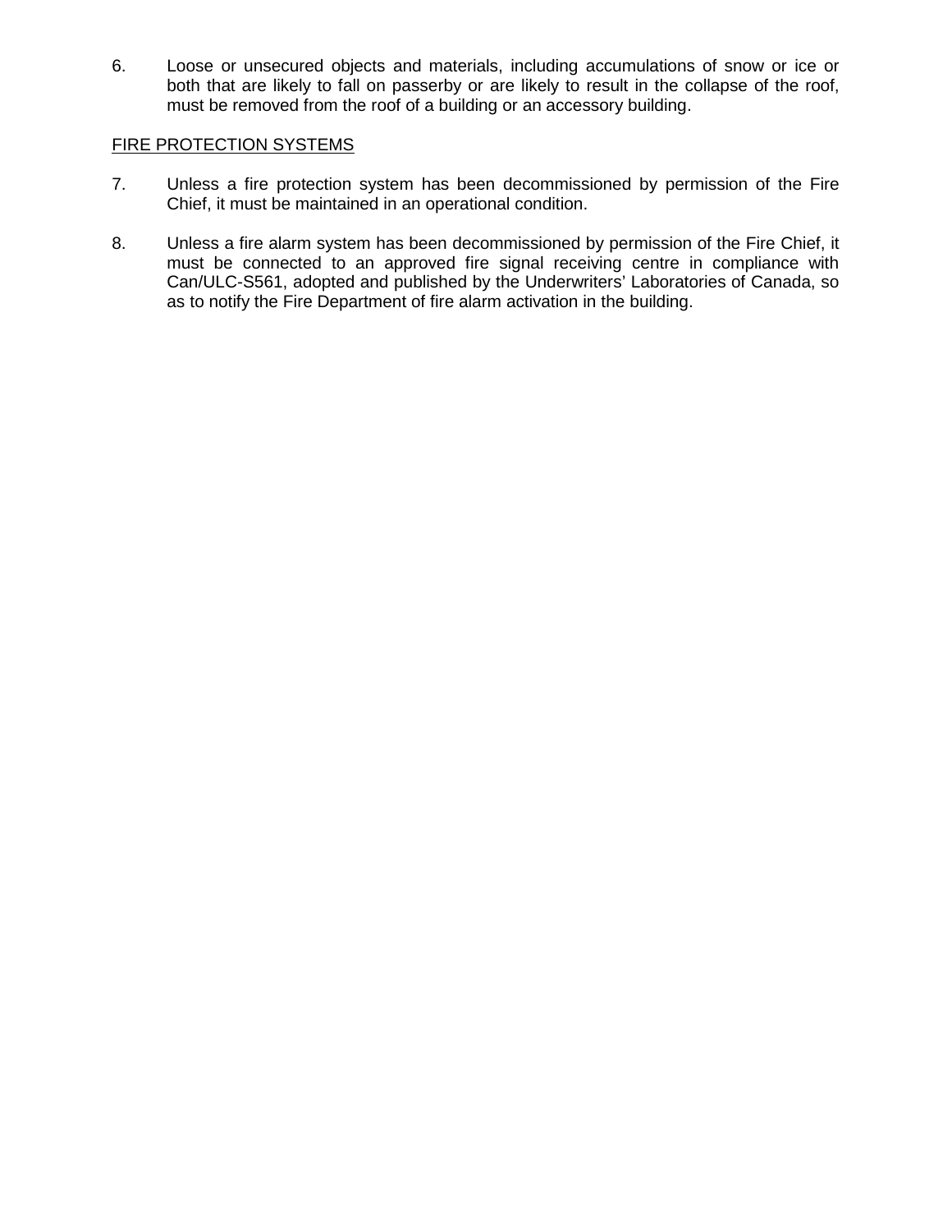6. Loose or unsecured objects and materials, including accumulations of snow or ice or both that are likely to fall on passerby or are likely to result in the collapse of the roof, must be removed from the roof of a building or an accessory building.

<u>FIRE PROTECTION SYSTEMS</u>

7. Unless a fire protection system has been decommissioned by permission of the Fire Chief, it must be maintained in an operational condition.

8. Unless a fire alarm system has been decommissioned by permission of the Fire Chief, it must be connected to an approved fire signal receiving centre in compliance with Can/ULC-S561, adopted and published by the Underwriters' Laboratories of Canada, so as to notify the Fire Department of fire alarm activation in the building.